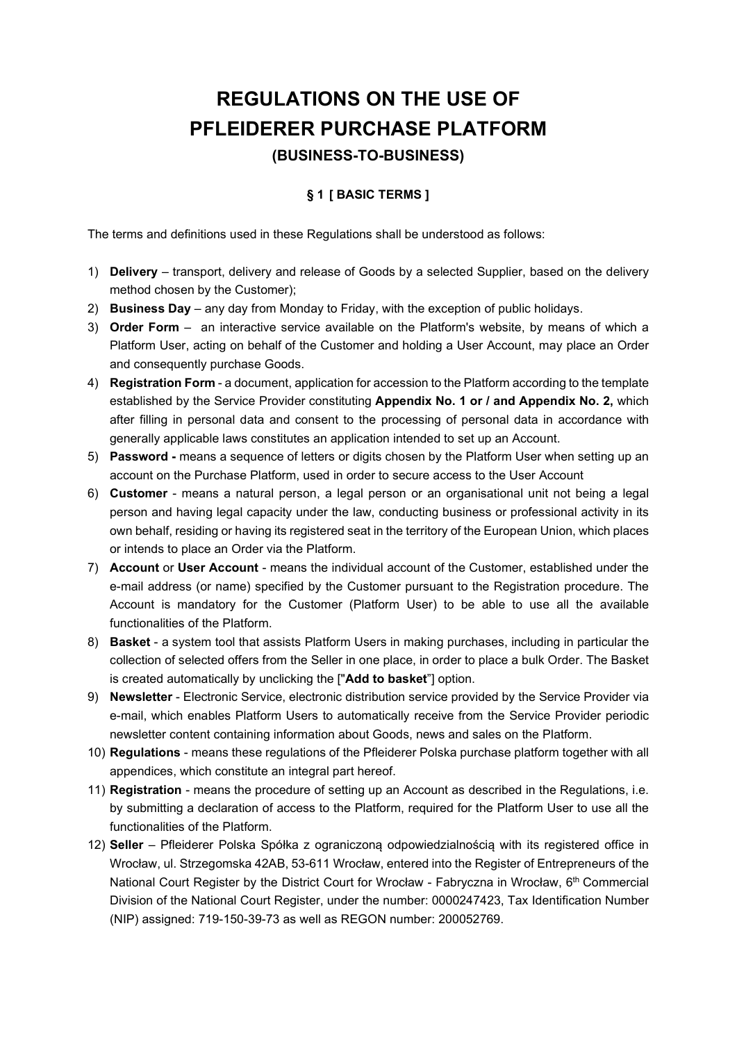# REGULATIONS ON THE USE OF PFLEIDERER PURCHASE PLATFORM

## (BUSINESS-TO-BUSINESS)

### § 1 [ BASIC TERMS ]

The terms and definitions used in these Regulations shall be understood as follows:

1) **Delivery** – transport, delivery and release of Goods by a selected Supplier, based on the delivery method chosen by the Customer);
2) **Business Day** – any day from Monday to Friday, with the exception of public holidays.
3) **Order Form** – an interactive service available on the Platform's website, by means of which a Platform User, acting on behalf of the Customer and holding a User Account, may place an Order and consequently purchase Goods.
4) **Registration Form** - a document, application for accession to the Platform according to the template established by the Service Provider constituting **Appendix No. 1 or / and Appendix No. 2,** which after filling in personal data and consent to the processing of personal data in accordance with generally applicable laws constitutes an application intended to set up an Account.
5) **Password -** means a sequence of letters or digits chosen by the Platform User when setting up an account on the Purchase Platform, used in order to secure access to the User Account
6) **Customer** - means a natural person, a legal person or an organisational unit not being a legal person and having legal capacity under the law, conducting business or professional activity in its own behalf, residing or having its registered seat in the territory of the European Union, which places or intends to place an Order via the Platform.
7) **Account** or **User Account** - means the individual account of the Customer, established under the e-mail address (or name) specified by the Customer pursuant to the Registration procedure. The Account is mandatory for the Customer (Platform User) to be able to use all the available functionalities of the Platform.
8) **Basket** - a system tool that assists Platform Users in making purchases, including in particular the collection of selected offers from the Seller in one place, in order to place a bulk Order. The Basket is created automatically by unclicking the ["**Add to basket**"] option.
9) **Newsletter** - Electronic Service, electronic distribution service provided by the Service Provider via e-mail, which enables Platform Users to automatically receive from the Service Provider periodic newsletter content containing information about Goods, news and sales on the Platform.
10) **Regulations** - means these regulations of the Pfleiderer Polska purchase platform together with all appendices, which constitute an integral part hereof.
11) **Registration** - means the procedure of setting up an Account as described in the Regulations, i.e. by submitting a declaration of access to the Platform, required for the Platform User to use all the functionalities of the Platform.
12) **Seller** – Pfleiderer Polska Spółka z ograniczoną odpowiedzialnością with its registered office in Wrocław, ul. Strzegomska 42AB, 53-611 Wrocław, entered into the Register of Entrepreneurs of the National Court Register by the District Court for Wrocław - Fabryczna in Wrocław, 6th Commercial Division of the National Court Register, under the number: 0000247423, Tax Identification Number (NIP) assigned: 719-150-39-73 as well as REGON number: 200052769.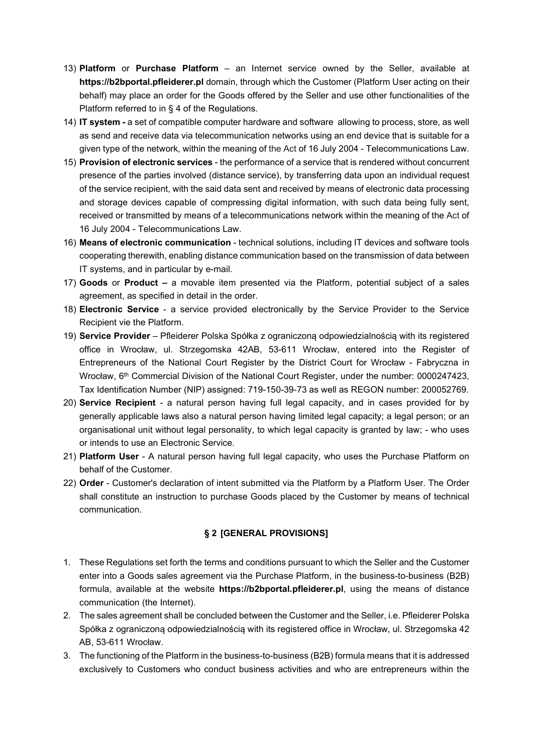13) **Platform** or **Purchase Platform** – an Internet service owned by the Seller, available at **https://b2bportal.pfleiderer.pl** domain, through which the Customer (Platform User acting on their behalf) may place an order for the Goods offered by the Seller and use other functionalities of the Platform referred to in § 4 of the Regulations.
14) **IT system -** a set of compatible computer hardware and software allowing to process, store, as well as send and receive data via telecommunication networks using an end device that is suitable for a given type of the network, within the meaning of the Act of 16 July 2004 - Telecommunications Law.
15) **Provision of electronic services** - the performance of a service that is rendered without concurrent presence of the parties involved (distance service), by transferring data upon an individual request of the service recipient, with the said data sent and received by means of electronic data processing and storage devices capable of compressing digital information, with such data being fully sent, received or transmitted by means of a telecommunications network within the meaning of the Act of 16 July 2004 - Telecommunications Law.
16) **Means of electronic communication** - technical solutions, including IT devices and software tools cooperating therewith, enabling distance communication based on the transmission of data between IT systems, and in particular by e-mail.
17) **Goods** or **Product –** a movable item presented via the Platform, potential subject of a sales agreement, as specified in detail in the order.
18) **Electronic Service** - a service provided electronically by the Service Provider to the Service Recipient vie the Platform.
19) **Service Provider** – Pfleiderer Polska Spółka z ograniczoną odpowiedzialnością with its registered office in Wrocław, ul. Strzegomska 42AB, 53-611 Wrocław, entered into the Register of Entrepreneurs of the National Court Register by the District Court for Wrocław - Fabryczna in Wrocław, 6th Commercial Division of the National Court Register, under the number: 0000247423, Tax Identification Number (NIP) assigned: 719-150-39-73 as well as REGON number: 200052769.
20) **Service Recipient** - a natural person having full legal capacity, and in cases provided for by generally applicable laws also a natural person having limited legal capacity; a legal person; or an organisational unit without legal personality, to which legal capacity is granted by law; - who uses or intends to use an Electronic Service.
21) **Platform User** - A natural person having full legal capacity, who uses the Purchase Platform on behalf of the Customer.
22) **Order** - Customer's declaration of intent submitted via the Platform by a Platform User. The Order shall constitute an instruction to purchase Goods placed by the Customer by means of technical communication.

## § 2 [GENERAL PROVISIONS]

1. These Regulations set forth the terms and conditions pursuant to which the Seller and the Customer enter into a Goods sales agreement via the Purchase Platform, in the business-to-business (B2B) formula, available at the website **https://b2bportal.pfleiderer.pl**, using the means of distance communication (the Internet).
2. The sales agreement shall be concluded between the Customer and the Seller, i.e. Pfleiderer Polska Spółka z ograniczoną odpowiedzialnością with its registered office in Wrocław, ul. Strzegomska 42 AB, 53-611 Wrocław.
3. The functioning of the Platform in the business-to-business (B2B) formula means that it is addressed exclusively to Customers who conduct business activities and who are entrepreneurs within the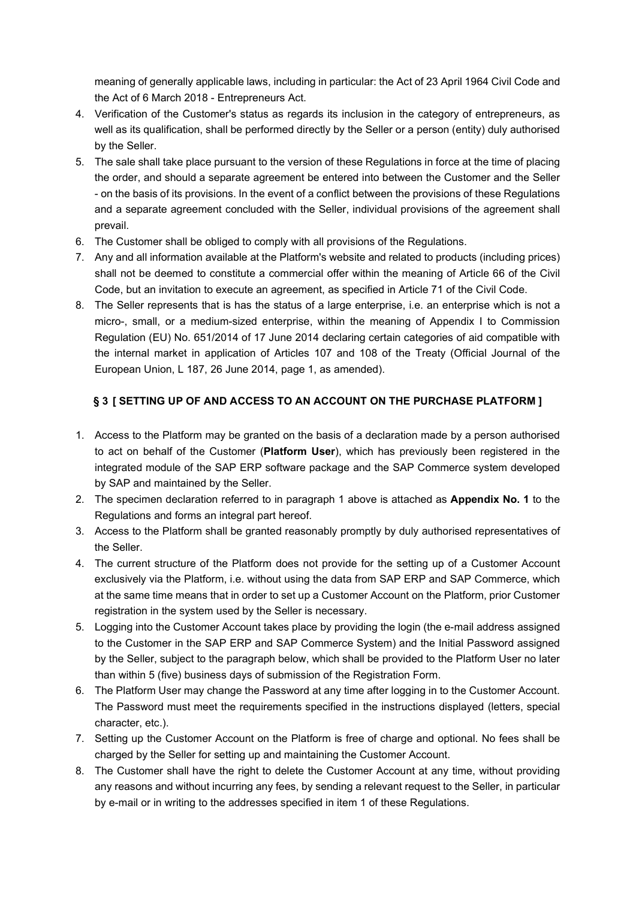meaning of generally applicable laws, including in particular: the Act of 23 April 1964 Civil Code and the Act of 6 March 2018 - Entrepreneurs Act.

4. Verification of the Customer's status as regards its inclusion in the category of entrepreneurs, as well as its qualification, shall be performed directly by the Seller or a person (entity) duly authorised by the Seller.
5. The sale shall take place pursuant to the version of these Regulations in force at the time of placing the order, and should a separate agreement be entered into between the Customer and the Seller - on the basis of its provisions. In the event of a conflict between the provisions of these Regulations and a separate agreement concluded with the Seller, individual provisions of the agreement shall prevail.
6. The Customer shall be obliged to comply with all provisions of the Regulations.
7. Any and all information available at the Platform's website and related to products (including prices) shall not be deemed to constitute a commercial offer within the meaning of Article 66 of the Civil Code, but an invitation to execute an agreement, as specified in Article 71 of the Civil Code.
8. The Seller represents that is has the status of a large enterprise, i.e. an enterprise which is not a micro-, small, or a medium-sized enterprise, within the meaning of Appendix I to Commission Regulation (EU) No. 651/2014 of 17 June 2014 declaring certain categories of aid compatible with the internal market in application of Articles 107 and 108 of the Treaty (Official Journal of the European Union, L 187, 26 June 2014, page 1, as amended).

## § 3 [ SETTING UP OF AND ACCESS TO AN ACCOUNT ON THE PURCHASE PLATFORM ]

1. Access to the Platform may be granted on the basis of a declaration made by a person authorised to act on behalf of the Customer (**Platform User**), which has previously been registered in the integrated module of the SAP ERP software package and the SAP Commerce system developed by SAP and maintained by the Seller.
2. The specimen declaration referred to in paragraph 1 above is attached as **Appendix No. 1** to the Regulations and forms an integral part hereof.
3. Access to the Platform shall be granted reasonably promptly by duly authorised representatives of the Seller.
4. The current structure of the Platform does not provide for the setting up of a Customer Account exclusively via the Platform, i.e. without using the data from SAP ERP and SAP Commerce, which at the same time means that in order to set up a Customer Account on the Platform, prior Customer registration in the system used by the Seller is necessary.
5. Logging into the Customer Account takes place by providing the login (the e-mail address assigned to the Customer in the SAP ERP and SAP Commerce System) and the Initial Password assigned by the Seller, subject to the paragraph below, which shall be provided to the Platform User no later than within 5 (five) business days of submission of the Registration Form.
6. The Platform User may change the Password at any time after logging in to the Customer Account. The Password must meet the requirements specified in the instructions displayed (letters, special character, etc.).
7. Setting up the Customer Account on the Platform is free of charge and optional. No fees shall be charged by the Seller for setting up and maintaining the Customer Account.
8. The Customer shall have the right to delete the Customer Account at any time, without providing any reasons and without incurring any fees, by sending a relevant request to the Seller, in particular by e-mail or in writing to the addresses specified in item 1 of these Regulations.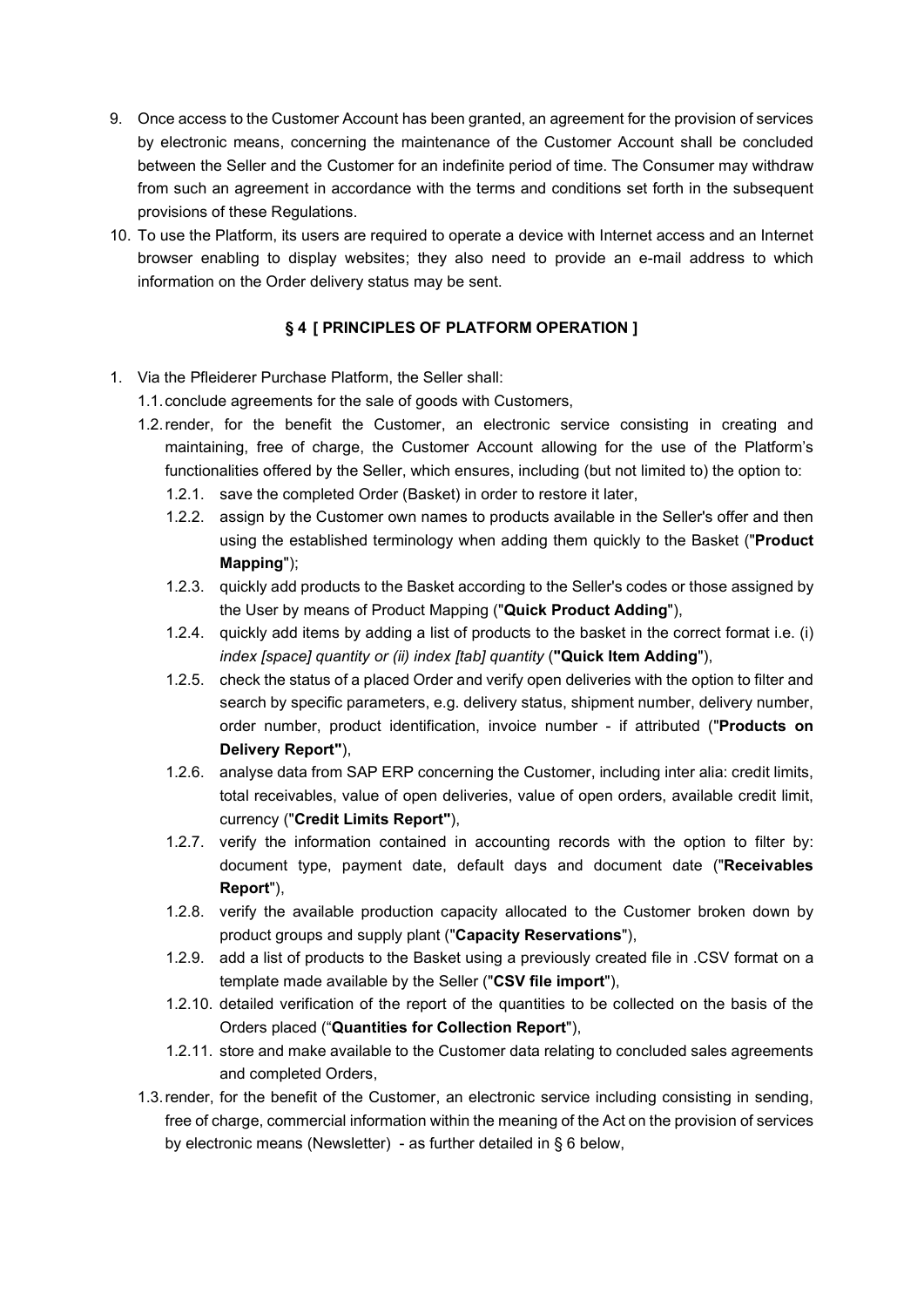9. Once access to the Customer Account has been granted, an agreement for the provision of services by electronic means, concerning the maintenance of the Customer Account shall be concluded between the Seller and the Customer for an indefinite period of time. The Consumer may withdraw from such an agreement in accordance with the terms and conditions set forth in the subsequent provisions of these Regulations.
10. To use the Platform, its users are required to operate a device with Internet access and an Internet browser enabling to display websites; they also need to provide an e-mail address to which information on the Order delivery status may be sent.

## § 4 [ PRINCIPLES OF PLATFORM OPERATION ]

1. Via the Pfleiderer Purchase Platform, the Seller shall:
   1.1. conclude agreements for the sale of goods with Customers,
   1.2. render, for the benefit the Customer, an electronic service consisting in creating and maintaining, free of charge, the Customer Account allowing for the use of the Platform's functionalities offered by the Seller, which ensures, including (but not limited to) the option to:
      1.2.1. save the completed Order (Basket) in order to restore it later,
      1.2.2. assign by the Customer own names to products available in the Seller's offer and then using the established terminology when adding them quickly to the Basket ("**Product Mapping**");
      1.2.3. quickly add products to the Basket according to the Seller's codes or those assigned by the User by means of Product Mapping ("**Quick Product Adding**"),
      1.2.4. quickly add items by adding a list of products to the basket in the correct format i.e. (i) *index [space] quantity or (ii) index [tab] quantity* (**"Quick Item Adding**"),
      1.2.5. check the status of a placed Order and verify open deliveries with the option to filter and search by specific parameters, e.g. delivery status, shipment number, delivery number, order number, product identification, invoice number - if attributed ("**Products on Delivery Report"**),
      1.2.6. analyse data from SAP ERP concerning the Customer, including inter alia: credit limits, total receivables, value of open deliveries, value of open orders, available credit limit, currency ("**Credit Limits Report"**),
      1.2.7. verify the information contained in accounting records with the option to filter by: document type, payment date, default days and document date ("**Receivables Report**"),
      1.2.8. verify the available production capacity allocated to the Customer broken down by product groups and supply plant ("**Capacity Reservations**"),
      1.2.9. add a list of products to the Basket using a previously created file in .CSV format on a template made available by the Seller ("**CSV file import**"),
      1.2.10. detailed verification of the report of the quantities to be collected on the basis of the Orders placed ("**Quantities for Collection Report**"),
      1.2.11. store and make available to the Customer data relating to concluded sales agreements and completed Orders,
   1.3. render, for the benefit of the Customer, an electronic service including consisting in sending, free of charge, commercial information within the meaning of the Act on the provision of services by electronic means (Newsletter) - as further detailed in § 6 below,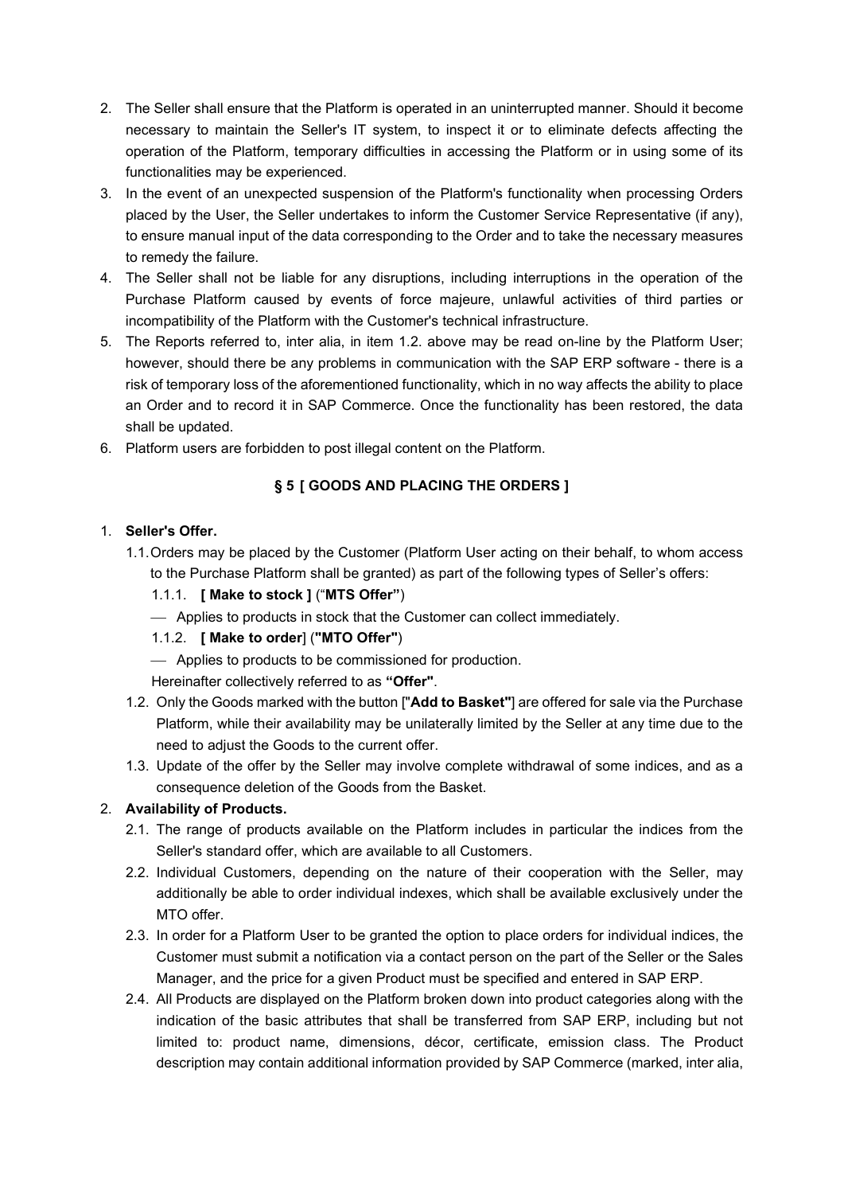2. The Seller shall ensure that the Platform is operated in an uninterrupted manner. Should it become necessary to maintain the Seller's IT system, to inspect it or to eliminate defects affecting the operation of the Platform, temporary difficulties in accessing the Platform or in using some of its functionalities may be experienced.
3. In the event of an unexpected suspension of the Platform's functionality when processing Orders placed by the User, the Seller undertakes to inform the Customer Service Representative (if any), to ensure manual input of the data corresponding to the Order and to take the necessary measures to remedy the failure.
4. The Seller shall not be liable for any disruptions, including interruptions in the operation of the Purchase Platform caused by events of force majeure, unlawful activities of third parties or incompatibility of the Platform with the Customer's technical infrastructure.
5. The Reports referred to, inter alia, in item 1.2. above may be read on-line by the Platform User; however, should there be any problems in communication with the SAP ERP software - there is a risk of temporary loss of the aforementioned functionality, which in no way affects the ability to place an Order and to record it in SAP Commerce. Once the functionality has been restored, the data shall be updated.
6. Platform users are forbidden to post illegal content on the Platform.

## § 5 [ GOODS AND PLACING THE ORDERS ]

1. **Seller's Offer.**
   1.1. Orders may be placed by the Customer (Platform User acting on their behalf, to whom access to the Purchase Platform shall be granted) as part of the following types of Seller's offers:
   1.1.1. **[ Make to stock ]** (“**MTS Offer”**)
   — Applies to products in stock that the Customer can collect immediately.
   1.1.2. **[ Make to order**] (**"MTO Offer"**)
   — Applies to products to be commissioned for production.
   Hereinafter collectively referred to as **“Offer"**.
   1.2. Only the Goods marked with the button ["**Add to Basket"**] are offered for sale via the Purchase Platform, while their availability may be unilaterally limited by the Seller at any time due to the need to adjust the Goods to the current offer.
   1.3. Update of the offer by the Seller may involve complete withdrawal of some indices, and as a consequence deletion of the Goods from the Basket.
2. **Availability of Products.**
   2.1. The range of products available on the Platform includes in particular the indices from the Seller's standard offer, which are available to all Customers.
   2.2. Individual Customers, depending on the nature of their cooperation with the Seller, may additionally be able to order individual indexes, which shall be available exclusively under the MTO offer.
   2.3. In order for a Platform User to be granted the option to place orders for individual indices, the Customer must submit a notification via a contact person on the part of the Seller or the Sales Manager, and the price for a given Product must be specified and entered in SAP ERP.
   2.4. All Products are displayed on the Platform broken down into product categories along with the indication of the basic attributes that shall be transferred from SAP ERP, including but not limited to: product name, dimensions, décor, certificate, emission class. The Product description may contain additional information provided by SAP Commerce (marked, inter alia,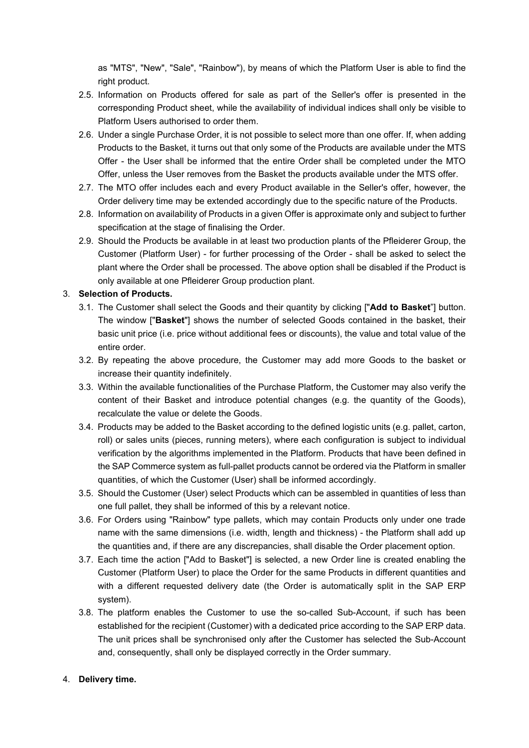as "MTS", "New", "Sale", "Rainbow"), by means of which the Platform User is able to find the right product.

2.5. Information on Products offered for sale as part of the Seller's offer is presented in the corresponding Product sheet, while the availability of individual indices shall only be visible to Platform Users authorised to order them.

2.6. Under a single Purchase Order, it is not possible to select more than one offer. If, when adding Products to the Basket, it turns out that only some of the Products are available under the MTS Offer - the User shall be informed that the entire Order shall be completed under the MTO Offer, unless the User removes from the Basket the products available under the MTS offer.

2.7. The MTO offer includes each and every Product available in the Seller's offer, however, the Order delivery time may be extended accordingly due to the specific nature of the Products.

2.8. Information on availability of Products in a given Offer is approximate only and subject to further specification at the stage of finalising the Order.

2.9. Should the Products be available in at least two production plants of the Pfleiderer Group, the Customer (Platform User) - for further processing of the Order - shall be asked to select the plant where the Order shall be processed. The above option shall be disabled if the Product is only available at one Pfleiderer Group production plant.

3. **Selection of Products.**

3.1. The Customer shall select the Goods and their quantity by clicking ["**Add to Basket**"] button. The window ["**Basket**"] shows the number of selected Goods contained in the basket, their basic unit price (i.e. price without additional fees or discounts), the value and total value of the entire order.

3.2. By repeating the above procedure, the Customer may add more Goods to the basket or increase their quantity indefinitely.

3.3. Within the available functionalities of the Purchase Platform, the Customer may also verify the content of their Basket and introduce potential changes (e.g. the quantity of the Goods), recalculate the value or delete the Goods.

3.4. Products may be added to the Basket according to the defined logistic units (e.g. pallet, carton, roll) or sales units (pieces, running meters), where each configuration is subject to individual verification by the algorithms implemented in the Platform. Products that have been defined in the SAP Commerce system as full-pallet products cannot be ordered via the Platform in smaller quantities, of which the Customer (User) shall be informed accordingly.

3.5. Should the Customer (User) select Products which can be assembled in quantities of less than one full pallet, they shall be informed of this by a relevant notice.

3.6. For Orders using "Rainbow" type pallets, which may contain Products only under one trade name with the same dimensions (i.e. width, length and thickness) - the Platform shall add up the quantities and, if there are any discrepancies, shall disable the Order placement option.

3.7. Each time the action ["Add to Basket"] is selected, a new Order line is created enabling the Customer (Platform User) to place the Order for the same Products in different quantities and with a different requested delivery date (the Order is automatically split in the SAP ERP system).

3.8. The platform enables the Customer to use the so-called Sub-Account, if such has been established for the recipient (Customer) with a dedicated price according to the SAP ERP data. The unit prices shall be synchronised only after the Customer has selected the Sub-Account and, consequently, shall only be displayed correctly in the Order summary.

4. **Delivery time.**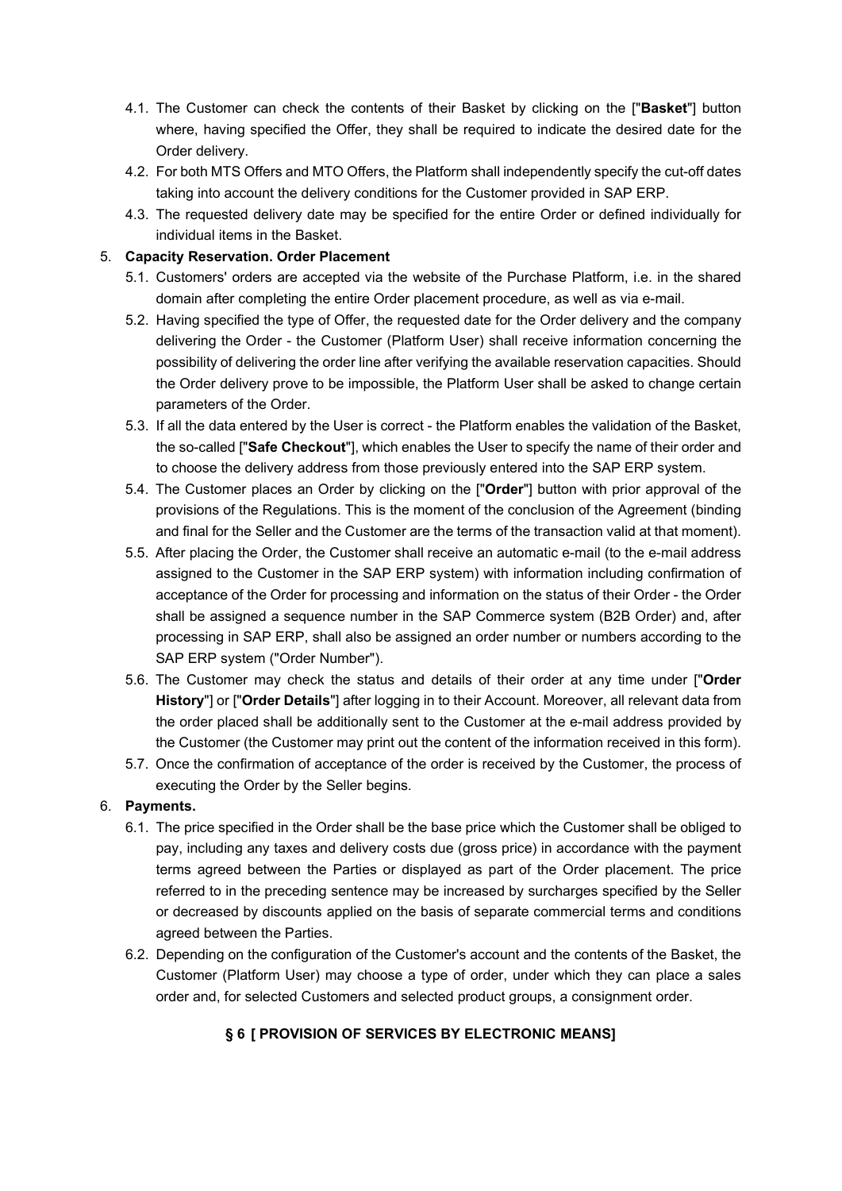4.1. The Customer can check the contents of their Basket by clicking on the ["**Basket**"] button where, having specified the Offer, they shall be required to indicate the desired date for the Order delivery.

4.2. For both MTS Offers and MTO Offers, the Platform shall independently specify the cut-off dates taking into account the delivery conditions for the Customer provided in SAP ERP.

4.3. The requested delivery date may be specified for the entire Order or defined individually for individual items in the Basket.

5. **Capacity Reservation. Order Placement**

5.1. Customers' orders are accepted via the website of the Purchase Platform, i.e. in the shared domain after completing the entire Order placement procedure, as well as via e-mail.

5.2. Having specified the type of Offer, the requested date for the Order delivery and the company delivering the Order - the Customer (Platform User) shall receive information concerning the possibility of delivering the order line after verifying the available reservation capacities. Should the Order delivery prove to be impossible, the Platform User shall be asked to change certain parameters of the Order.

5.3. If all the data entered by the User is correct - the Platform enables the validation of the Basket, the so-called ["**Safe Checkout**"], which enables the User to specify the name of their order and to choose the delivery address from those previously entered into the SAP ERP system.

5.4. The Customer places an Order by clicking on the ["**Order**"] button with prior approval of the provisions of the Regulations. This is the moment of the conclusion of the Agreement (binding and final for the Seller and the Customer are the terms of the transaction valid at that moment).

5.5. After placing the Order, the Customer shall receive an automatic e-mail (to the e-mail address assigned to the Customer in the SAP ERP system) with information including confirmation of acceptance of the Order for processing and information on the status of their Order - the Order shall be assigned a sequence number in the SAP Commerce system (B2B Order) and, after processing in SAP ERP, shall also be assigned an order number or numbers according to the SAP ERP system ("Order Number").

5.6. The Customer may check the status and details of their order at any time under ["**Order History**"] or ["**Order Details**"] after logging in to their Account. Moreover, all relevant data from the order placed shall be additionally sent to the Customer at the e-mail address provided by the Customer (the Customer may print out the content of the information received in this form).

5.7. Once the confirmation of acceptance of the order is received by the Customer, the process of executing the Order by the Seller begins.

6. **Payments.**

6.1. The price specified in the Order shall be the base price which the Customer shall be obliged to pay, including any taxes and delivery costs due (gross price) in accordance with the payment terms agreed between the Parties or displayed as part of the Order placement. The price referred to in the preceding sentence may be increased by surcharges specified by the Seller or decreased by discounts applied on the basis of separate commercial terms and conditions agreed between the Parties.

6.2. Depending on the configuration of the Customer's account and the contents of the Basket, the Customer (Platform User) may choose a type of order, under which they can place a sales order and, for selected Customers and selected product groups, a consignment order.

## § 6 [ PROVISION OF SERVICES BY ELECTRONIC MEANS]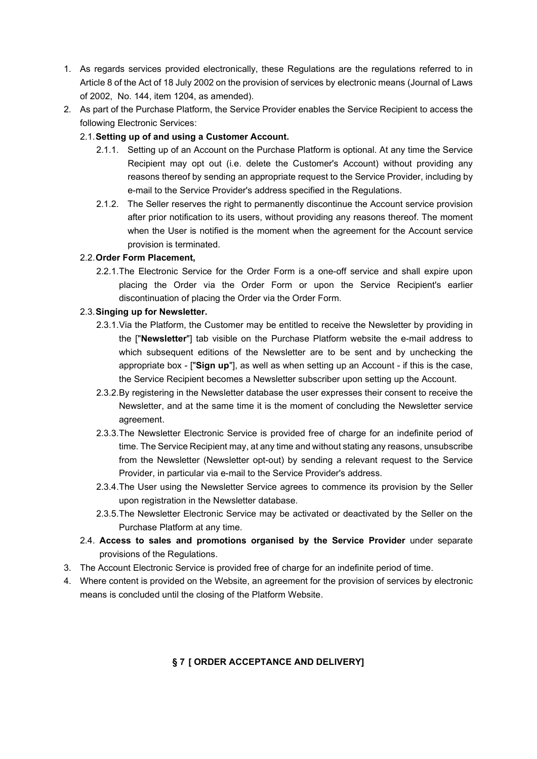1. As regards services provided electronically, these Regulations are the regulations referred to in Article 8 of the Act of 18 July 2002 on the provision of services by electronic means (Journal of Laws of 2002, No. 144, item 1204, as amended).
2. As part of the Purchase Platform, the Service Provider enables the Service Recipient to access the following Electronic Services:
   2.1. **Setting up of and using a Customer Account.**
      2.1.1. Setting up of an Account on the Purchase Platform is optional. At any time the Service Recipient may opt out (i.e. delete the Customer's Account) without providing any reasons thereof by sending an appropriate request to the Service Provider, including by e-mail to the Service Provider's address specified in the Regulations.
      2.1.2. The Seller reserves the right to permanently discontinue the Account service provision after prior notification to its users, without providing any reasons thereof. The moment when the User is notified is the moment when the agreement for the Account service provision is terminated.
   2.2. **Order Form Placement,**
      2.2.1. The Electronic Service for the Order Form is a one-off service and shall expire upon placing the Order via the Order Form or upon the Service Recipient's earlier discontinuation of placing the Order via the Order Form.
   2.3. **Singing up for Newsletter.**
      2.3.1. Via the Platform, the Customer may be entitled to receive the Newsletter by providing in the ["**Newsletter**"] tab visible on the Purchase Platform website the e-mail address to which subsequent editions of the Newsletter are to be sent and by unchecking the appropriate box - ["**Sign up**"], as well as when setting up an Account - if this is the case, the Service Recipient becomes a Newsletter subscriber upon setting up the Account.
      2.3.2. By registering in the Newsletter database the user expresses their consent to receive the Newsletter, and at the same time it is the moment of concluding the Newsletter service agreement.
      2.3.3. The Newsletter Electronic Service is provided free of charge for an indefinite period of time. The Service Recipient may, at any time and without stating any reasons, unsubscribe from the Newsletter (Newsletter opt-out) by sending a relevant request to the Service Provider, in particular via e-mail to the Service Provider's address.
      2.3.4. The User using the Newsletter Service agrees to commence its provision by the Seller upon registration in the Newsletter database.
      2.3.5. The Newsletter Electronic Service may be activated or deactivated by the Seller on the Purchase Platform at any time.
   2.4. **Access to sales and promotions organised by the Service Provider** under separate provisions of the Regulations.
3. The Account Electronic Service is provided free of charge for an indefinite period of time.
4. Where content is provided on the Website, an agreement for the provision of services by electronic means is concluded until the closing of the Platform Website.

## § 7 [ ORDER ACCEPTANCE AND DELIVERY]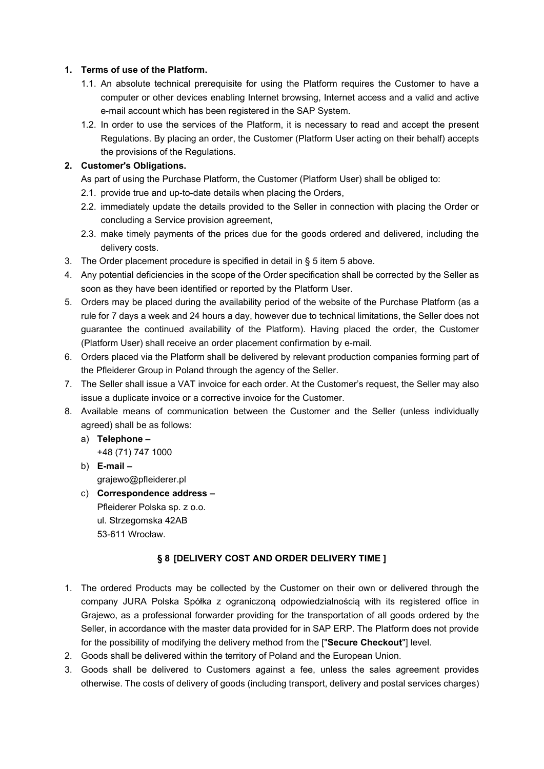1. **Terms of use of the Platform.**
   1.1. An absolute technical prerequisite for using the Platform requires the Customer to have a computer or other devices enabling Internet browsing, Internet access and a valid and active e-mail account which has been registered in the SAP System.
   1.2. In order to use the services of the Platform, it is necessary to read and accept the present Regulations. By placing an order, the Customer (Platform User acting on their behalf) accepts the provisions of the Regulations.
2. **Customer's Obligations.**
   As part of using the Purchase Platform, the Customer (Platform User) shall be obliged to:
   2.1. provide true and up-to-date details when placing the Orders,
   2.2. immediately update the details provided to the Seller in connection with placing the Order or concluding a Service provision agreement,
   2.3. make timely payments of the prices due for the goods ordered and delivered, including the delivery costs.
3. The Order placement procedure is specified in detail in § 5 item 5 above.
4. Any potential deficiencies in the scope of the Order specification shall be corrected by the Seller as soon as they have been identified or reported by the Platform User.
5. Orders may be placed during the availability period of the website of the Purchase Platform (as a rule for 7 days a week and 24 hours a day, however due to technical limitations, the Seller does not guarantee the continued availability of the Platform). Having placed the order, the Customer (Platform User) shall receive an order placement confirmation by e-mail.
6. Orders placed via the Platform shall be delivered by relevant production companies forming part of the Pfleiderer Group in Poland through the agency of the Seller.
7. The Seller shall issue a VAT invoice for each order. At the Customer's request, the Seller may also issue a duplicate invoice or a corrective invoice for the Customer.
8. Available means of communication between the Customer and the Seller (unless individually agreed) shall be as follows:
   a) **Telephone –**
      +48 (71) 747 1000
   b) **E-mail –**
      grajewo@pfleiderer.pl
   c) **Correspondence address –**
      Pfleiderer Polska sp. z o.o.
      ul. Strzegomska 42AB
      53-611 Wrocław.

## § 8 [DELIVERY COST AND ORDER DELIVERY TIME ]

1. The ordered Products may be collected by the Customer on their own or delivered through the company JURA Polska Spółka z ograniczoną odpowiedzialnością with its registered office in Grajewo, as a professional forwarder providing for the transportation of all goods ordered by the Seller, in accordance with the master data provided for in SAP ERP. The Platform does not provide for the possibility of modifying the delivery method from the ["**Secure Checkout**"] level.
2. Goods shall be delivered within the territory of Poland and the European Union.
3. Goods shall be delivered to Customers against a fee, unless the sales agreement provides otherwise. The costs of delivery of goods (including transport, delivery and postal services charges)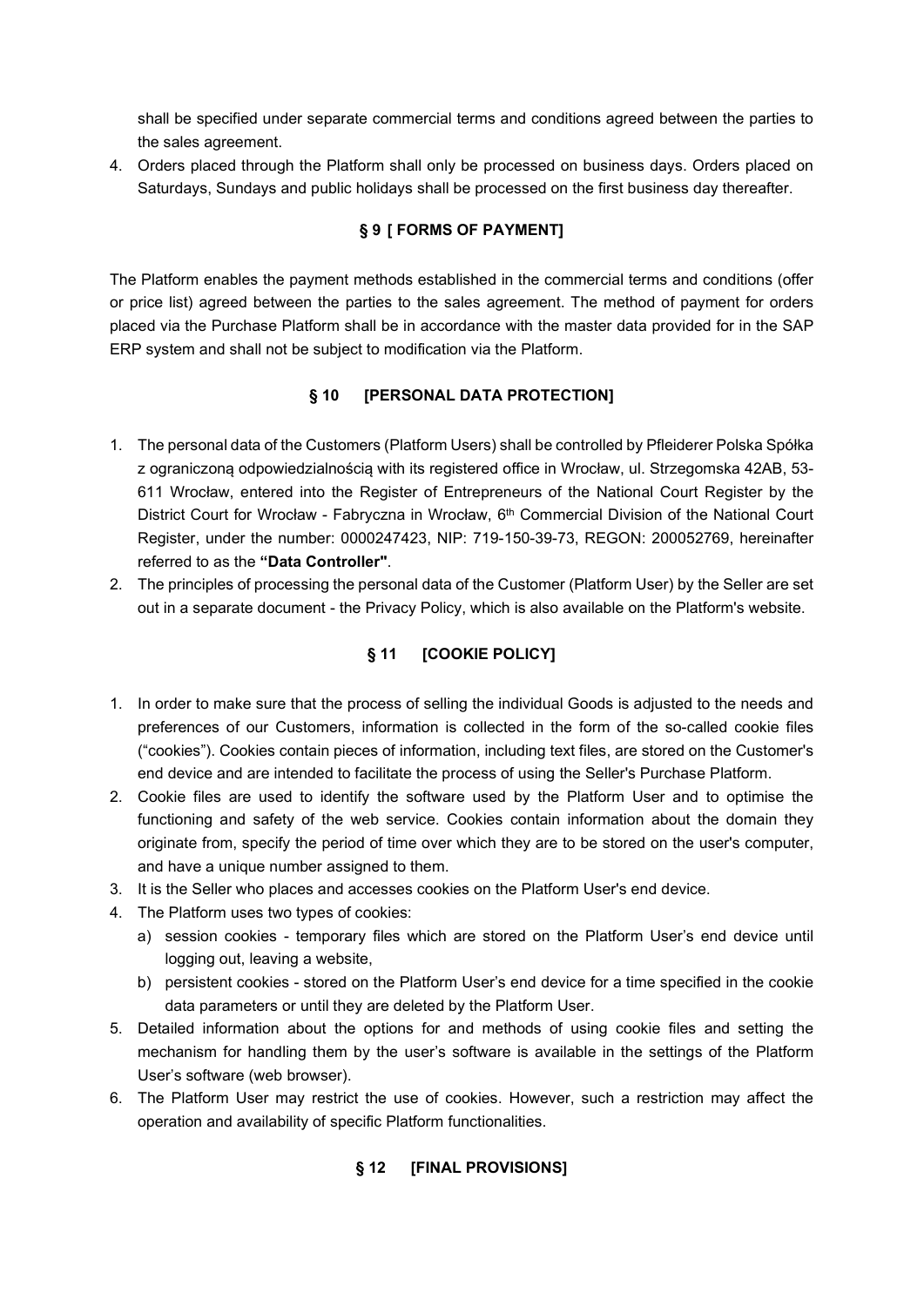shall be specified under separate commercial terms and conditions agreed between the parties to the sales agreement.

4. Orders placed through the Platform shall only be processed on business days. Orders placed on Saturdays, Sundays and public holidays shall be processed on the first business day thereafter.

## § 9 [ FORMS OF PAYMENT]

The Platform enables the payment methods established in the commercial terms and conditions (offer or price list) agreed between the parties to the sales agreement. The method of payment for orders placed via the Purchase Platform shall be in accordance with the master data provided for in the SAP ERP system and shall not be subject to modification via the Platform.

## § 10 [PERSONAL DATA PROTECTION]

1. The personal data of the Customers (Platform Users) shall be controlled by Pfleiderer Polska Spółka z ograniczoną odpowiedzialnością with its registered office in Wrocław, ul. Strzegomska 42AB, 53-611 Wrocław, entered into the Register of Entrepreneurs of the National Court Register by the District Court for Wrocław - Fabryczna in Wrocław, 6th Commercial Division of the National Court Register, under the number: 0000247423, NIP: 719-150-39-73, REGON: 200052769, hereinafter referred to as the **"Data Controller"**.
2. The principles of processing the personal data of the Customer (Platform User) by the Seller are set out in a separate document - the Privacy Policy, which is also available on the Platform's website.

## § 11 [COOKIE POLICY]

1. In order to make sure that the process of selling the individual Goods is adjusted to the needs and preferences of our Customers, information is collected in the form of the so-called cookie files ("cookies"). Cookies contain pieces of information, including text files, are stored on the Customer's end device and are intended to facilitate the process of using the Seller's Purchase Platform.
2. Cookie files are used to identify the software used by the Platform User and to optimise the functioning and safety of the web service. Cookies contain information about the domain they originate from, specify the period of time over which they are to be stored on the user's computer, and have a unique number assigned to them.
3. It is the Seller who places and accesses cookies on the Platform User's end device.
4. The Platform uses two types of cookies:
   a) session cookies - temporary files which are stored on the Platform User's end device until logging out, leaving a website,
   b) persistent cookies - stored on the Platform User's end device for a time specified in the cookie data parameters or until they are deleted by the Platform User.
5. Detailed information about the options for and methods of using cookie files and setting the mechanism for handling them by the user's software is available in the settings of the Platform User's software (web browser).
6. The Platform User may restrict the use of cookies. However, such a restriction may affect the operation and availability of specific Platform functionalities.

## § 12 [FINAL PROVISIONS]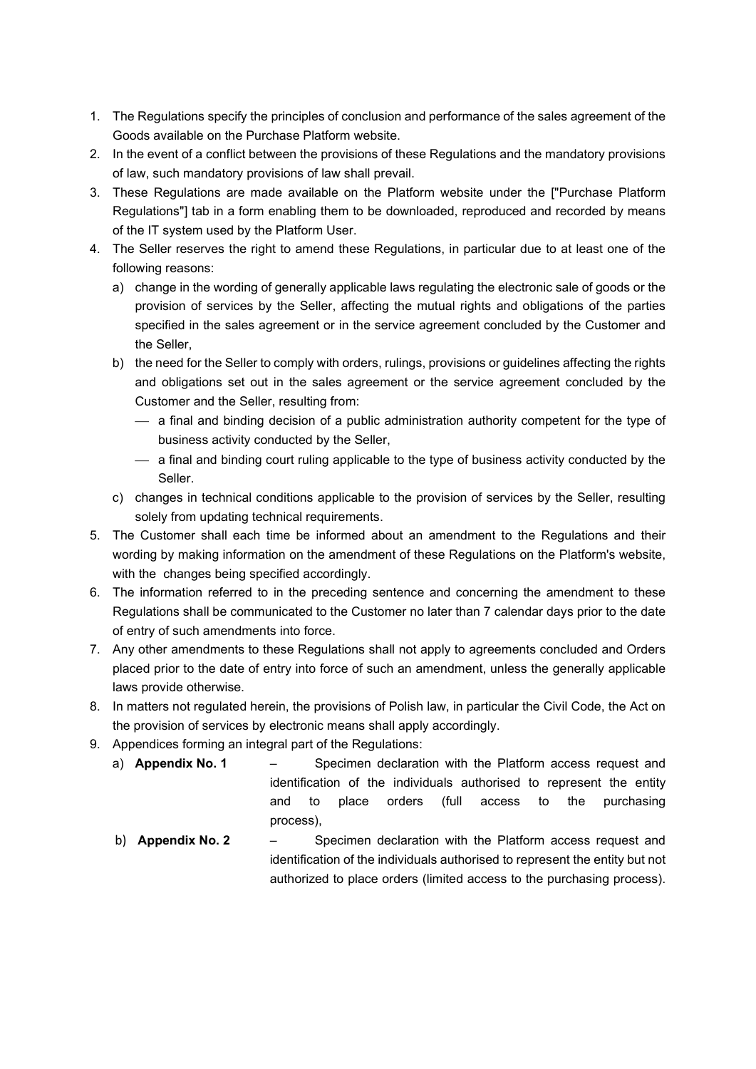1. The Regulations specify the principles of conclusion and performance of the sales agreement of the Goods available on the Purchase Platform website.
2. In the event of a conflict between the provisions of these Regulations and the mandatory provisions of law, such mandatory provisions of law shall prevail.
3. These Regulations are made available on the Platform website under the ["Purchase Platform Regulations"] tab in a form enabling them to be downloaded, reproduced and recorded by means of the IT system used by the Platform User.
4. The Seller reserves the right to amend these Regulations, in particular due to at least one of the following reasons:
   a) change in the wording of generally applicable laws regulating the electronic sale of goods or the provision of services by the Seller, affecting the mutual rights and obligations of the parties specified in the sales agreement or in the service agreement concluded by the Customer and the Seller,
   b) the need for the Seller to comply with orders, rulings, provisions or guidelines affecting the rights and obligations set out in the sales agreement or the service agreement concluded by the Customer and the Seller, resulting from:
      - a final and binding decision of a public administration authority competent for the type of business activity conducted by the Seller,
      - a final and binding court ruling applicable to the type of business activity conducted by the Seller.
   c) changes in technical conditions applicable to the provision of services by the Seller, resulting solely from updating technical requirements.
5. The Customer shall each time be informed about an amendment to the Regulations and their wording by making information on the amendment of these Regulations on the Platform's website, with the changes being specified accordingly.
6. The information referred to in the preceding sentence and concerning the amendment to these Regulations shall be communicated to the Customer no later than 7 calendar days prior to the date of entry of such amendments into force.
7. Any other amendments to these Regulations shall not apply to agreements concluded and Orders placed prior to the date of entry into force of such an amendment, unless the generally applicable laws provide otherwise.
8. In matters not regulated herein, the provisions of Polish law, in particular the Civil Code, the Act on the provision of services by electronic means shall apply accordingly.
9. Appendices forming an integral part of the Regulations:
   a) **Appendix No. 1** – Specimen declaration with the Platform access request and identification of the individuals authorised to represent the entity and to place orders (full access to the purchasing process),
   b) **Appendix No. 2** – Specimen declaration with the Platform access request and identification of the individuals authorised to represent the entity but not authorized to place orders (limited access to the purchasing process).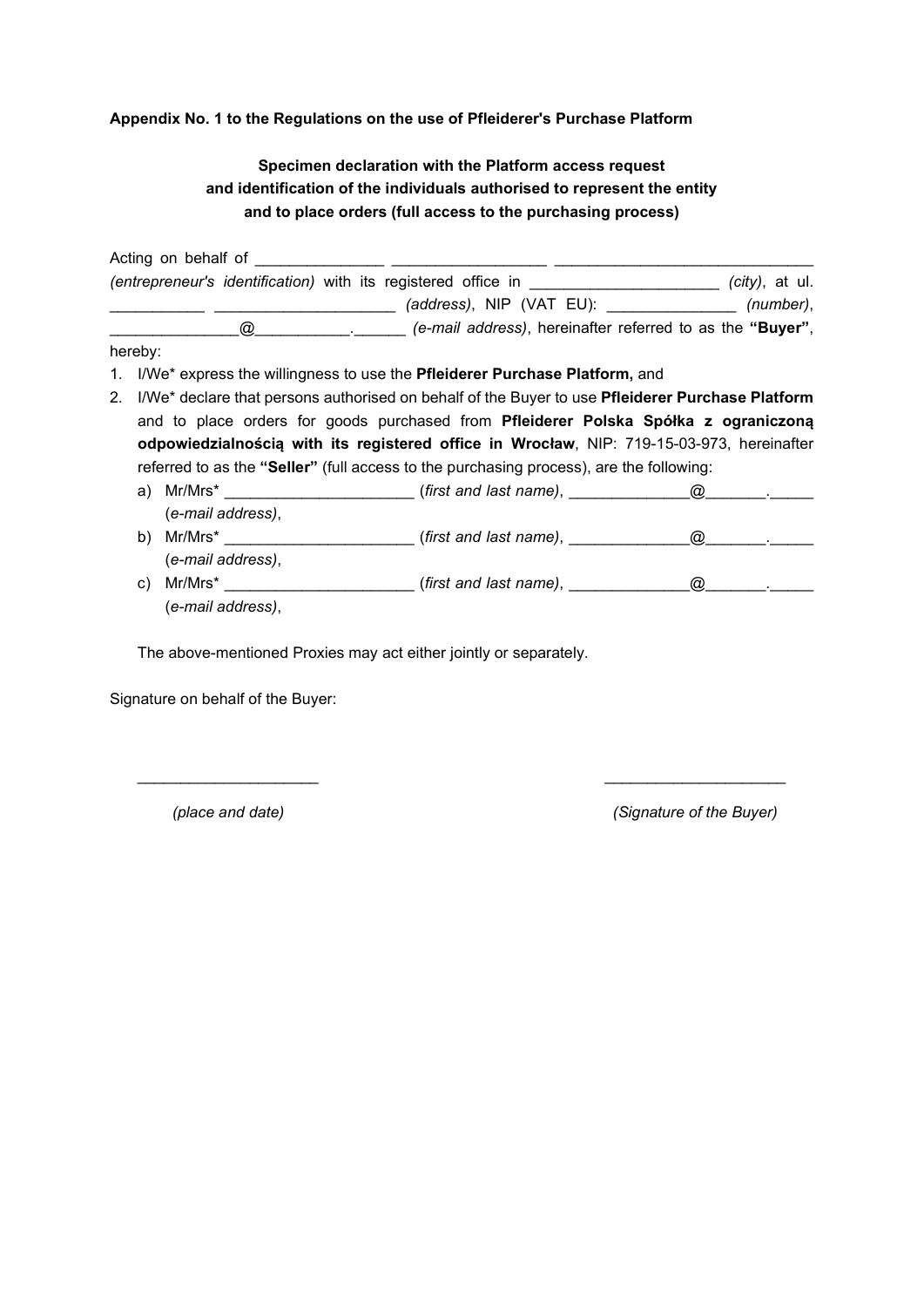**Appendix No. 1 to the Regulations on the use of Pfleiderer's Purchase Platform**

**Specimen declaration with the Platform access request and identification of the individuals authorised to represent the entity and to place orders (full access to the purchasing process)**

Acting on behalf of ______________ ________________ ____________________________ *(entrepreneur's identification)* with its registered office in _____________________ *(city)*, at ul. ___________ ____________________ *(address)*, NIP (VAT EU): ______________ *(number)*, ______________@__________.______ *(e-mail address)*, hereinafter referred to as the **"Buyer"**, hereby:

1. I/We* express the willingness to use the **Pfleiderer Purchase Platform,** and
2. I/We* declare that persons authorised on behalf of the Buyer to use **Pfleiderer Purchase Platform** and to place orders for goods purchased from **Pfleiderer Polska Spółka z ograniczoną odpowiedzialnością with its registered office in Wrocław**, NIP: 719-15-03-973, hereinafter referred to as the **"Seller"** (full access to the purchasing process), are the following:
   a) Mr/Mrs* _____________________ (*first and last name)*, _____________@_______._____ (*e-mail address)*,
   b) Mr/Mrs* _____________________ (*first and last name)*, _____________@_______._____ (*e-mail address)*,
   c) Mr/Mrs* _____________________ (*first and last name)*, _____________@_______._____ (*e-mail address)*,

   The above-mentioned Proxies may act either jointly or separately.

Signature on behalf of the Buyer:

____________________ ____________________

*(place and date)* *(Signature of the Buyer)*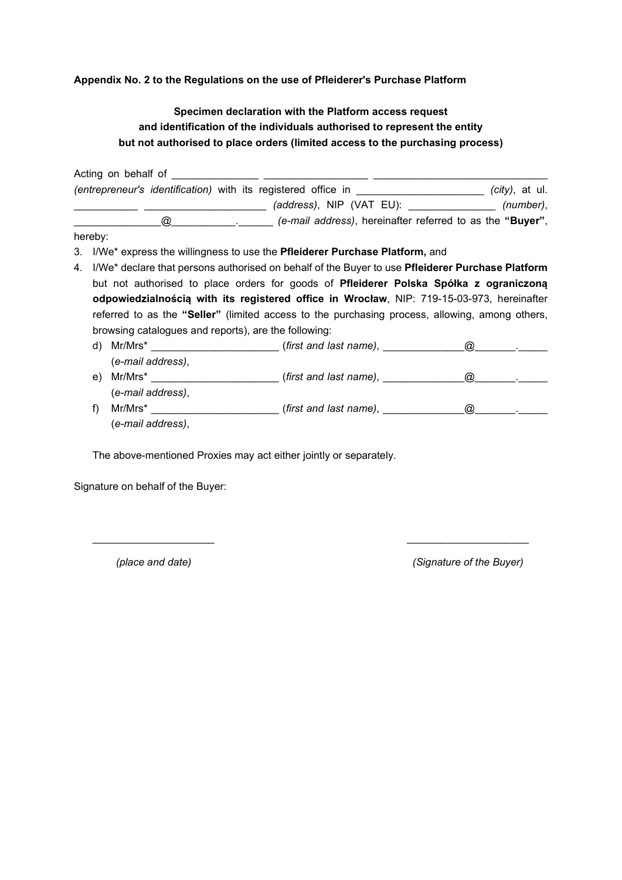**Appendix No. 2 to the Regulations on the use of Pfleiderer's Purchase Platform**

**Specimen declaration with the Platform access request and identification of the individuals authorised to represent the entity but not authorised to place orders (limited access to the purchasing process)**

Acting on behalf of _______________ __________________ ______________________________ *(entrepreneur's identification)* with its registered office in ______________________ *(city)*, at ul. ___________ _____________________ *(address)*, NIP (VAT EU): _______________ *(number)*, _______________@___________.______ *(e-mail address)*, hereinafter referred to as the **"Buyer"**, hereby:

3. I/We* express the willingness to use the **Pfleiderer Purchase Platform,** and
4. I/We* declare that persons authorised on behalf of the Buyer to use **Pfleiderer Purchase Platform** but not authorised to place orders for goods of **Pfleiderer Polska Spółka z ograniczoną odpowiedzialnością with its registered office in Wrocław**, NIP: 719-15-03-973, hereinafter referred to as the **"Seller"** (limited access to the purchasing process, allowing, among others, browsing catalogues and reports), are the following:
   d) Mr/Mrs* ______________________ (*first and last name)*, ______________@_______._____ (*e-mail address)*,
   e) Mr/Mrs* ______________________ (*first and last name)*, ______________@_______._____ (*e-mail address)*,
   f) Mr/Mrs* ______________________ (*first and last name)*, ______________@_______._____ (*e-mail address)*,

   The above-mentioned Proxies may act either jointly or separately.

Signature on behalf of the Buyer:

_____________________ _____________________

*(place and date)* *(Signature of the Buyer)*